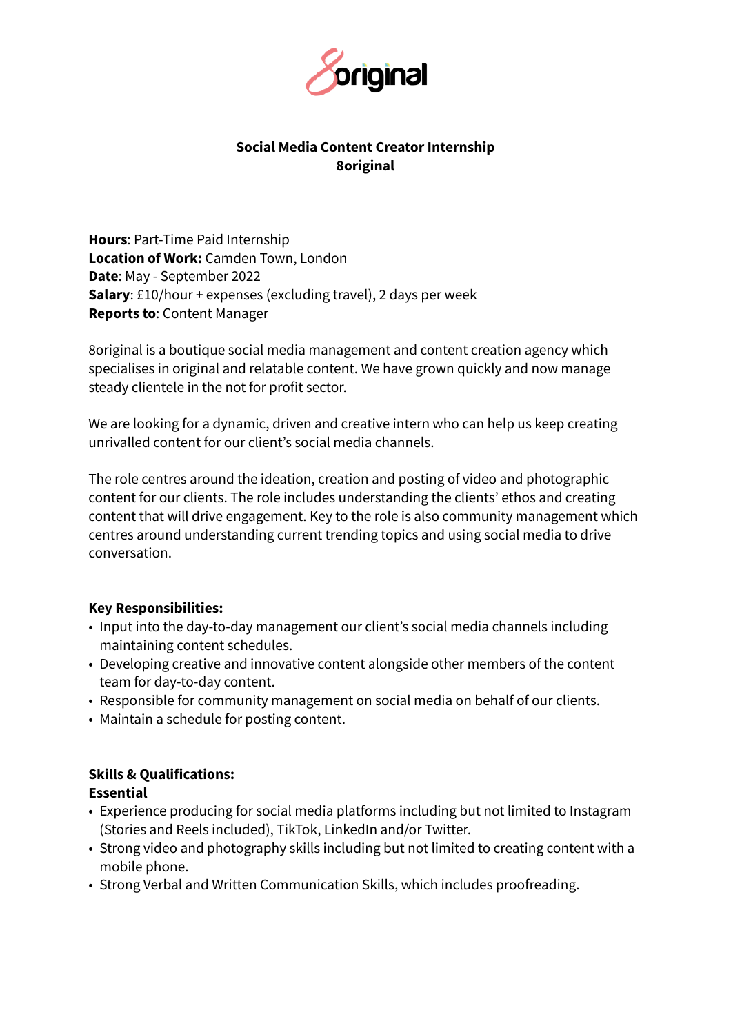**Social Media Content Creator Internship**
**8original**

**Hours**: Part-Time Paid Internship
**Location of Work:** Camden Town, London
**Date**: May - September 2022
**Salary**: £10/hour + expenses (excluding travel), 2 days per week
**Reports to**: Content Manager

8original is a boutique social media management and content creation agency which specialises in original and relatable content. We have grown quickly and now manage steady clientele in the not for profit sector.

We are looking for a dynamic, driven and creative intern who can help us keep creating unrivalled content for our client's social media channels.

The role centres around the ideation, creation and posting of video and photographic content for our clients. The role includes understanding the clients' ethos and creating content that will drive engagement. Key to the role is also community management which centres around understanding current trending topics and using social media to drive conversation.

**Key Responsibilities:**

- Input into the day-to-day management our client's social media channels including maintaining content schedules.
- Developing creative and innovative content alongside other members of the content team for day-to-day content.
- Responsible for community management on social media on behalf of our clients.
- Maintain a schedule for posting content.

**Skills & Qualifications:**
**Essential**

- Experience producing for social media platforms including but not limited to Instagram (Stories and Reels included), TikTok, LinkedIn and/or Twitter.
- Strong video and photography skills including but not limited to creating content with a mobile phone.
- Strong Verbal and Written Communication Skills, which includes proofreading.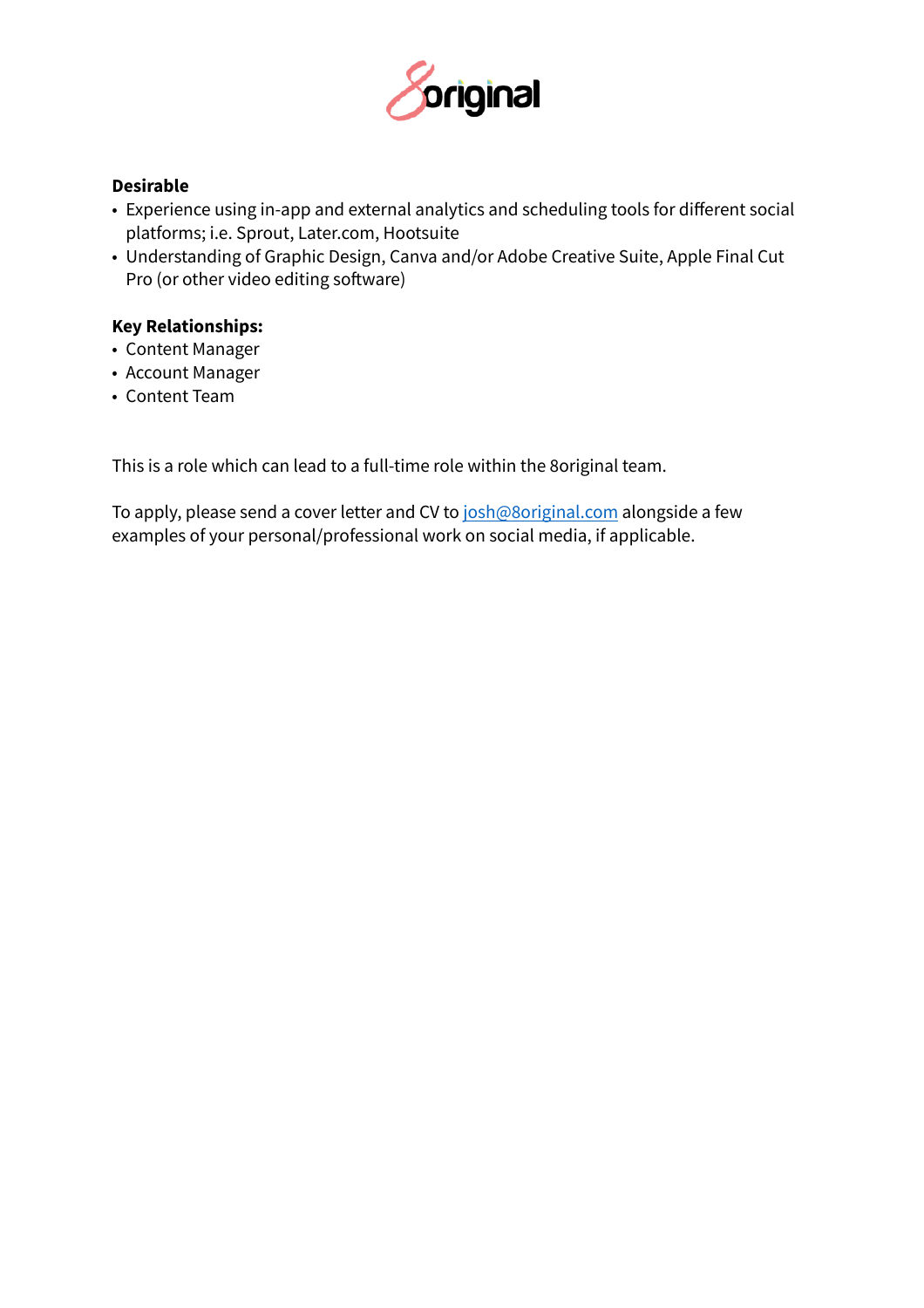**Desirable**

- Experience using in-app and external analytics and scheduling tools for different social platforms; i.e. Sprout, Later.com, Hootsuite
- Understanding of Graphic Design, Canva and/or Adobe Creative Suite, Apple Final Cut Pro (or other video editing software)

**Key Relationships:**

- Content Manager
- Account Manager
- Content Team

This is a role which can lead to a full-time role within the 8original team.

To apply, please send a cover letter and CV to josh@8original.com alongside a few examples of your personal/professional work on social media, if applicable.